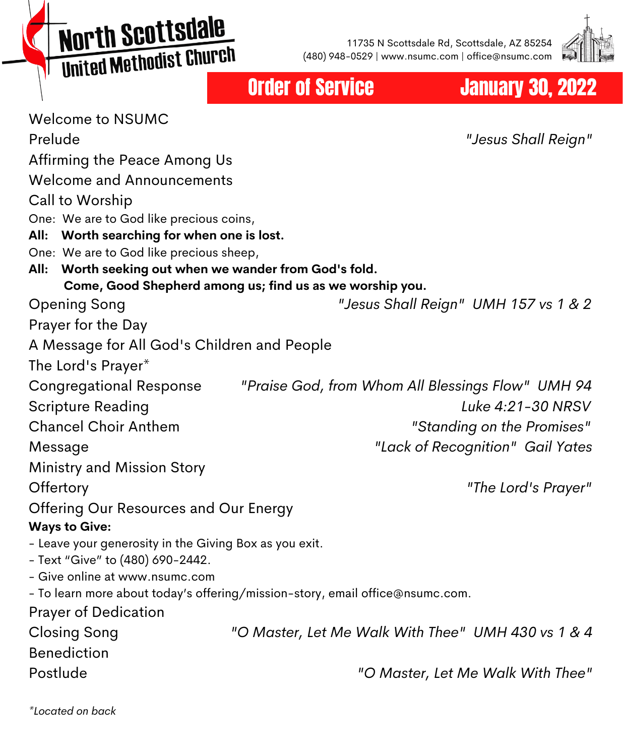# North Scottsdale United Methodist Church

11735 N Scottsdale Rd, Scottsdale, AZ 85254
(480) 948-0529 | www.nsumc.com | office@nsumc.com

## Order of Service — January 30, 2022

Welcome to NSUMC

Prelude — *"Jesus Shall Reign"*

Affirming the Peace Among Us

Welcome and Announcements

Call to Worship

One: We are to God like precious coins,

**All: Worth searching for when one is lost.**

One: We are to God like precious sheep,

**All: Worth seeking out when we wander from God's fold.**
**Come, Good Shepherd among us; find us as we worship you.**

Opening Song — *"Jesus Shall Reign" UMH 157 vs 1 & 2*

Prayer for the Day

A Message for All God's Children and People

The Lord's Prayer*

Congregational Response — *"Praise God, from Whom All Blessings Flow" UMH 94*

Scripture Reading — *Luke 4:21-30 NRSV*

Chancel Choir Anthem — *"Standing on the Promises"*

Message — *"Lack of Recognition" Gail Yates*

Ministry and Mission Story

Offertory — *"The Lord's Prayer"*

Offering Our Resources and Our Energy

**Ways to Give:**

- Leave your generosity in the Giving Box as you exit.
- Text "Give" to (480) 690-2442.
- Give online at www.nsumc.com
- To learn more about today's offering/mission-story, email office@nsumc.com.

Prayer of Dedication

Closing Song — *"O Master, Let Me Walk With Thee" UMH 430 vs 1 & 4*

Benediction

Postlude — *"O Master, Let Me Walk With Thee"*

*\*Located on back*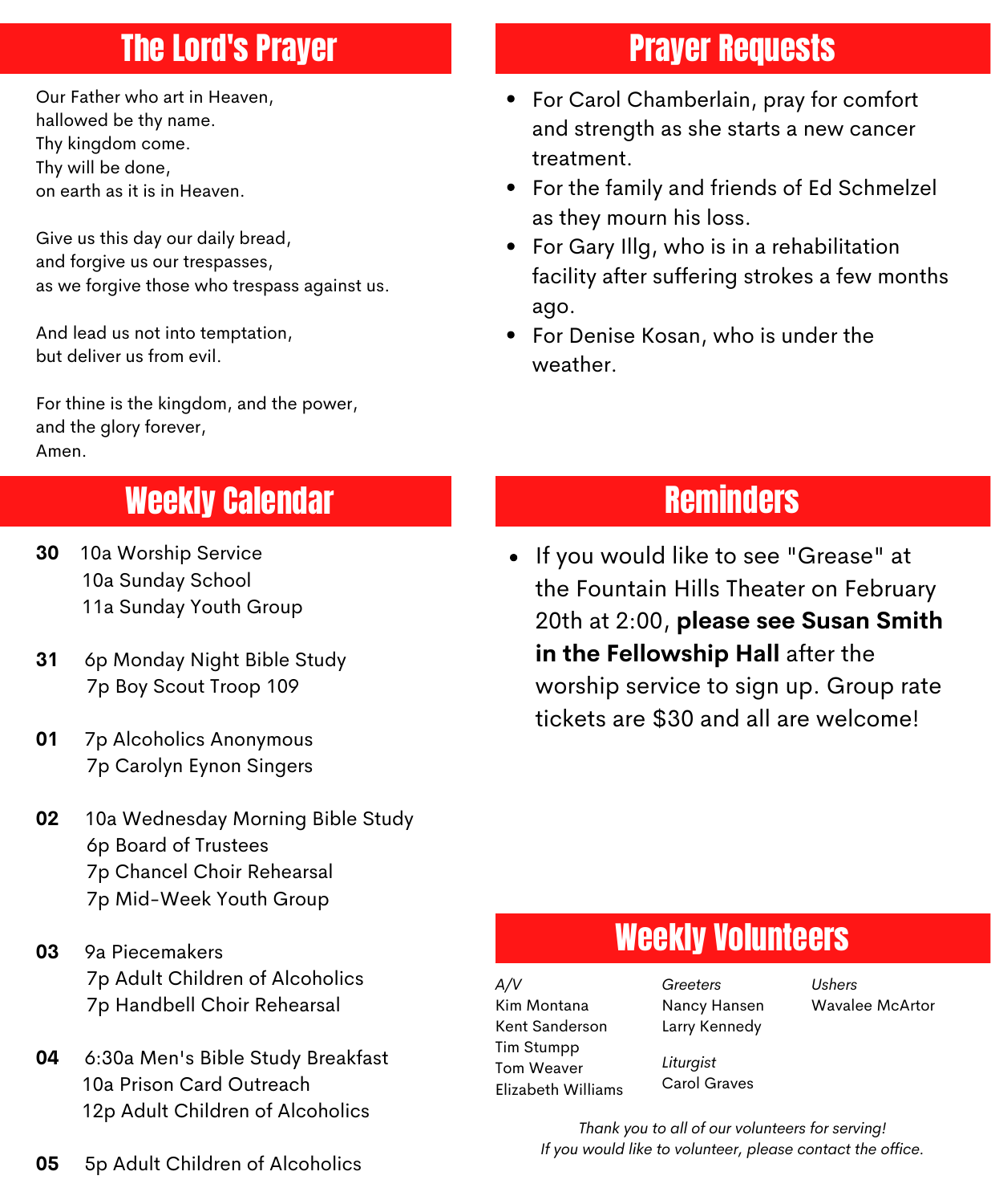## The Lord's Prayer

Our Father who art in Heaven,
hallowed be thy name.
Thy kingdom come.
Thy will be done,
on earth as it is in Heaven.

Give us this day our daily bread,
and forgive us our trespasses,
as we forgive those who trespass against us.

And lead us not into temptation,
but deliver us from evil.

For thine is the kingdom, and the power,
and the glory forever,
Amen.

## Weekly Calendar

**30** 10a Worship Service
10a Sunday School
11a Sunday Youth Group

**31** 6p Monday Night Bible Study
7p Boy Scout Troop 109

**01** 7p Alcoholics Anonymous
7p Carolyn Eynon Singers

**02** 10a Wednesday Morning Bible Study
6p Board of Trustees
7p Chancel Choir Rehearsal
7p Mid-Week Youth Group

**03** 9a Piecemakers
7p Adult Children of Alcoholics
7p Handbell Choir Rehearsal

**04** 6:30a Men's Bible Study Breakfast
10a Prison Card Outreach
12p Adult Children of Alcoholics

**05** 5p Adult Children of Alcoholics

## Prayer Requests

- For Carol Chamberlain, pray for comfort and strength as she starts a new cancer treatment.
- For the family and friends of Ed Schmelzel as they mourn his loss.
- For Gary Illg, who is in a rehabilitation facility after suffering strokes a few months ago.
- For Denise Kosan, who is under the weather.

## Reminders

- If you would like to see "Grease" at the Fountain Hills Theater on February 20th at 2:00, **please see Susan Smith in the Fellowship Hall** after the worship service to sign up. Group rate tickets are $30 and all are welcome!

## Weekly Volunteers

*A/V*
Kim Montana
Kent Sanderson
Tim Stumpp
Tom Weaver
Elizabeth Williams

*Greeters*
Nancy Hansen
Larry Kennedy

*Liturgist*
Carol Graves

*Ushers*
Wavalee McArtor

*Thank you to all of our volunteers for serving!*
*If you would like to volunteer, please contact the office.*